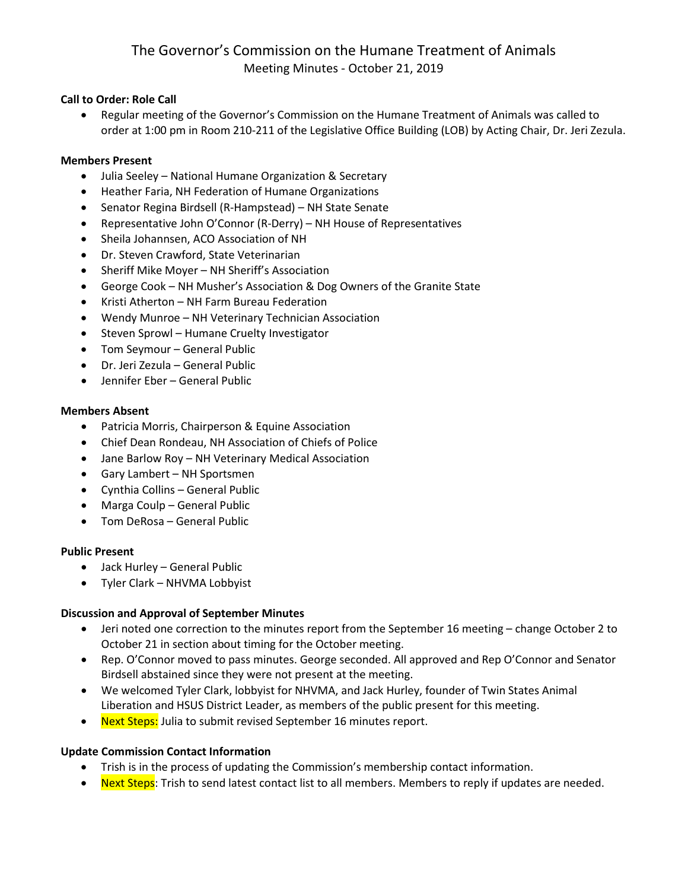# The Governor's Commission on the Humane Treatment of Animals

Meeting Minutes - October 21, 2019

**Call to Order: Role Call**

- Regular meeting of the Governor's Commission on the Humane Treatment of Animals was called to order at 1:00 pm in Room 210-211 of the Legislative Office Building (LOB) by Acting Chair, Dr. Jeri Zezula.

**Members Present**

- Julia Seeley – National Humane Organization & Secretary
- Heather Faria, NH Federation of Humane Organizations
- Senator Regina Birdsell (R-Hampstead) – NH State Senate
- Representative John O'Connor (R-Derry) – NH House of Representatives
- Sheila Johannsen, ACO Association of NH
- Dr. Steven Crawford, State Veterinarian
- Sheriff Mike Moyer – NH Sheriff's Association
- George Cook – NH Musher's Association & Dog Owners of the Granite State
- Kristi Atherton – NH Farm Bureau Federation
- Wendy Munroe – NH Veterinary Technician Association
- Steven Sprowl – Humane Cruelty Investigator
- Tom Seymour – General Public
- Dr. Jeri Zezula – General Public
- Jennifer Eber – General Public

**Members Absent**

- Patricia Morris, Chairperson & Equine Association
- Chief Dean Rondeau, NH Association of Chiefs of Police
- Jane Barlow Roy – NH Veterinary Medical Association
- Gary Lambert – NH Sportsmen
- Cynthia Collins – General Public
- Marga Coulp – General Public
- Tom DeRosa – General Public

**Public Present**

- Jack Hurley – General Public
- Tyler Clark – NHVMA Lobbyist

**Discussion and Approval of September Minutes**

- Jeri noted one correction to the minutes report from the September 16 meeting – change October 2 to October 21 in section about timing for the October meeting.
- Rep. O'Connor moved to pass minutes. George seconded. All approved and Rep O'Connor and Senator Birdsell abstained since they were not present at the meeting.
- We welcomed Tyler Clark, lobbyist for NHVMA, and Jack Hurley, founder of Twin States Animal Liberation and HSUS District Leader, as members of the public present for this meeting.
- Next Steps: Julia to submit revised September 16 minutes report.

**Update Commission Contact Information**

- Trish is in the process of updating the Commission's membership contact information.
- Next Steps: Trish to send latest contact list to all members. Members to reply if updates are needed.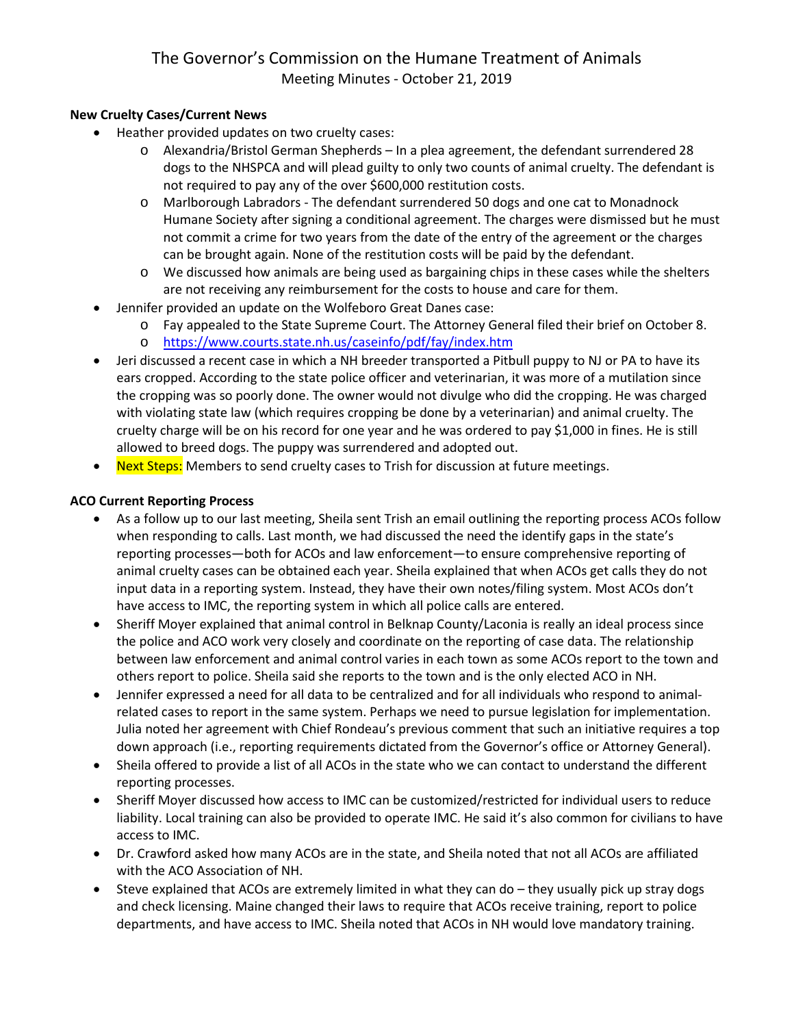# The Governor's Commission on the Humane Treatment of Animals

Meeting Minutes - October 21, 2019

**New Cruelty Cases/Current News**

- Heather provided updates on two cruelty cases:
  - Alexandria/Bristol German Shepherds – In a plea agreement, the defendant surrendered 28 dogs to the NHSPCA and will plead guilty to only two counts of animal cruelty. The defendant is not required to pay any of the over $600,000 restitution costs.
  - Marlborough Labradors - The defendant surrendered 50 dogs and one cat to Monadnock Humane Society after signing a conditional agreement. The charges were dismissed but he must not commit a crime for two years from the date of the entry of the agreement or the charges can be brought again. None of the restitution costs will be paid by the defendant.
  - We discussed how animals are being used as bargaining chips in these cases while the shelters are not receiving any reimbursement for the costs to house and care for them.
- Jennifer provided an update on the Wolfeboro Great Danes case:
  - Fay appealed to the State Supreme Court. The Attorney General filed their brief on October 8.
  - https://www.courts.state.nh.us/caseinfo/pdf/fay/index.htm
- Jeri discussed a recent case in which a NH breeder transported a Pitbull puppy to NJ or PA to have its ears cropped. According to the state police officer and veterinarian, it was more of a mutilation since the cropping was so poorly done. The owner would not divulge who did the cropping. He was charged with violating state law (which requires cropping be done by a veterinarian) and animal cruelty. The cruelty charge will be on his record for one year and he was ordered to pay $1,000 in fines. He is still allowed to breed dogs. The puppy was surrendered and adopted out.
- Next Steps: Members to send cruelty cases to Trish for discussion at future meetings.

**ACO Current Reporting Process**

- As a follow up to our last meeting, Sheila sent Trish an email outlining the reporting process ACOs follow when responding to calls. Last month, we had discussed the need the identify gaps in the state's reporting processes—both for ACOs and law enforcement—to ensure comprehensive reporting of animal cruelty cases can be obtained each year. Sheila explained that when ACOs get calls they do not input data in a reporting system. Instead, they have their own notes/filing system. Most ACOs don't have access to IMC, the reporting system in which all police calls are entered.
- Sheriff Moyer explained that animal control in Belknap County/Laconia is really an ideal process since the police and ACO work very closely and coordinate on the reporting of case data. The relationship between law enforcement and animal control varies in each town as some ACOs report to the town and others report to police. Sheila said she reports to the town and is the only elected ACO in NH.
- Jennifer expressed a need for all data to be centralized and for all individuals who respond to animal-related cases to report in the same system. Perhaps we need to pursue legislation for implementation. Julia noted her agreement with Chief Rondeau's previous comment that such an initiative requires a top down approach (i.e., reporting requirements dictated from the Governor's office or Attorney General).
- Sheila offered to provide a list of all ACOs in the state who we can contact to understand the different reporting processes.
- Sheriff Moyer discussed how access to IMC can be customized/restricted for individual users to reduce liability. Local training can also be provided to operate IMC. He said it's also common for civilians to have access to IMC.
- Dr. Crawford asked how many ACOs are in the state, and Sheila noted that not all ACOs are affiliated with the ACO Association of NH.
- Steve explained that ACOs are extremely limited in what they can do – they usually pick up stray dogs and check licensing. Maine changed their laws to require that ACOs receive training, report to police departments, and have access to IMC. Sheila noted that ACOs in NH would love mandatory training.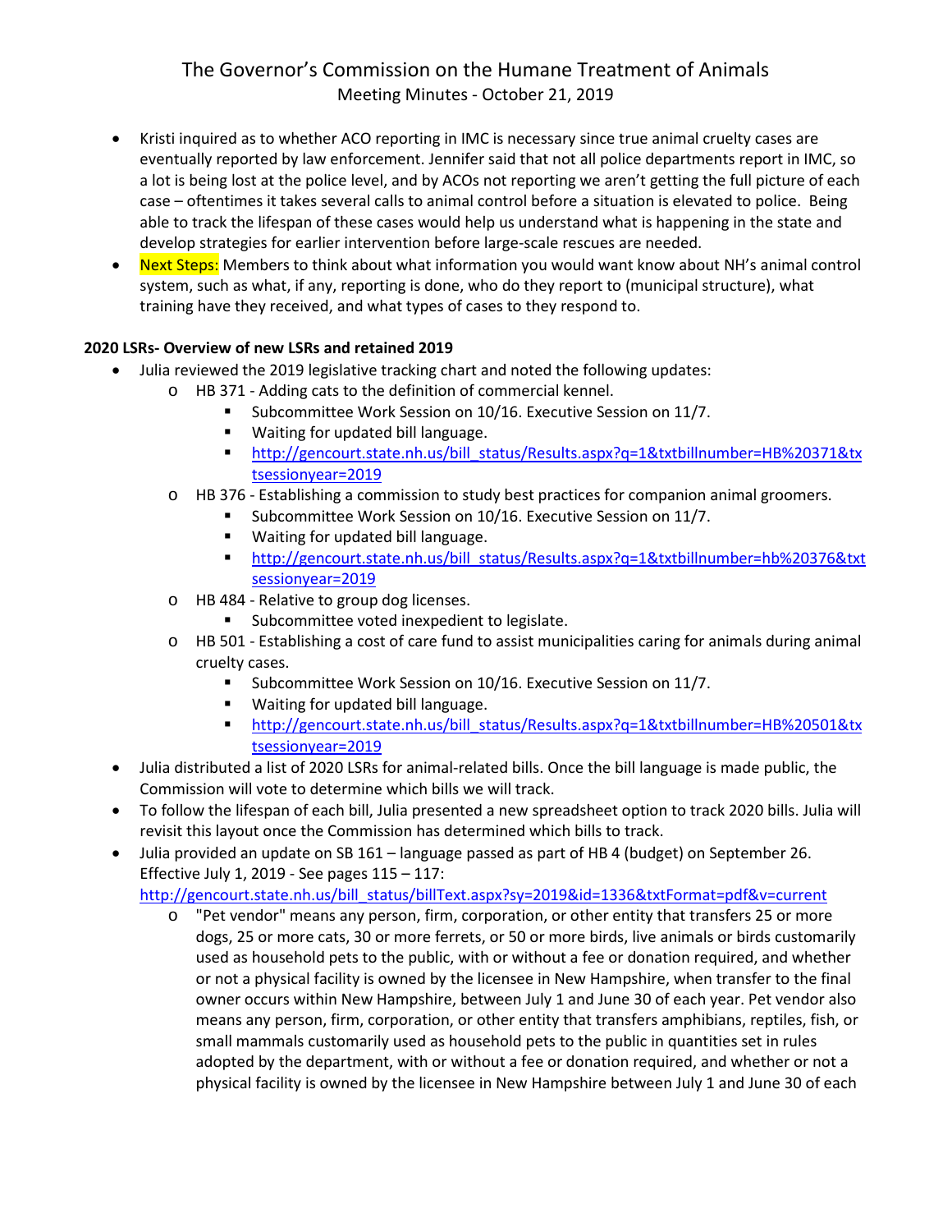- Kristi inquired as to whether ACO reporting in IMC is necessary since true animal cruelty cases are eventually reported by law enforcement. Jennifer said that not all police departments report in IMC, so a lot is being lost at the police level, and by ACOs not reporting we aren't getting the full picture of each case – oftentimes it takes several calls to animal control before a situation is elevated to police. Being able to track the lifespan of these cases would help us understand what is happening in the state and develop strategies for earlier intervention before large-scale rescues are needed.
- Next Steps: Members to think about what information you would want know about NH's animal control system, such as what, if any, reporting is done, who do they report to (municipal structure), what training have they received, and what types of cases to they respond to.

**2020 LSRs- Overview of new LSRs and retained 2019**

- Julia reviewed the 2019 legislative tracking chart and noted the following updates:
  - HB 371 - Adding cats to the definition of commercial kennel.
    - Subcommittee Work Session on 10/16. Executive Session on 11/7.
    - Waiting for updated bill language.
    - http://gencourt.state.nh.us/bill_status/Results.aspx?q=1&txtbillnumber=HB%20371&txtsessionyear=2019
  - HB 376 - Establishing a commission to study best practices for companion animal groomers.
    - Subcommittee Work Session on 10/16. Executive Session on 11/7.
    - Waiting for updated bill language.
    - http://gencourt.state.nh.us/bill_status/Results.aspx?q=1&txtbillnumber=hb%20376&txtsessionyear=2019
  - HB 484 - Relative to group dog licenses.
    - Subcommittee voted inexpedient to legislate.
  - HB 501 - Establishing a cost of care fund to assist municipalities caring for animals during animal cruelty cases.
    - Subcommittee Work Session on 10/16. Executive Session on 11/7.
    - Waiting for updated bill language.
    - http://gencourt.state.nh.us/bill_status/Results.aspx?q=1&txtbillnumber=HB%20501&txtsessionyear=2019
- Julia distributed a list of 2020 LSRs for animal-related bills. Once the bill language is made public, the Commission will vote to determine which bills we will track.
- To follow the lifespan of each bill, Julia presented a new spreadsheet option to track 2020 bills. Julia will revisit this layout once the Commission has determined which bills to track.
- Julia provided an update on SB 161 – language passed as part of HB 4 (budget) on September 26. Effective July 1, 2019 - See pages 115 – 117: http://gencourt.state.nh.us/bill_status/billText.aspx?sy=2019&id=1336&txtFormat=pdf&v=current
  - "Pet vendor" means any person, firm, corporation, or other entity that transfers 25 or more dogs, 25 or more cats, 30 or more ferrets, or 50 or more birds, live animals or birds customarily used as household pets to the public, with or without a fee or donation required, and whether or not a physical facility is owned by the licensee in New Hampshire, when transfer to the final owner occurs within New Hampshire, between July 1 and June 30 of each year. Pet vendor also means any person, firm, corporation, or other entity that transfers amphibians, reptiles, fish, or small mammals customarily used as household pets to the public in quantities set in rules adopted by the department, with or without a fee or donation required, and whether or not a physical facility is owned by the licensee in New Hampshire between July 1 and June 30 of each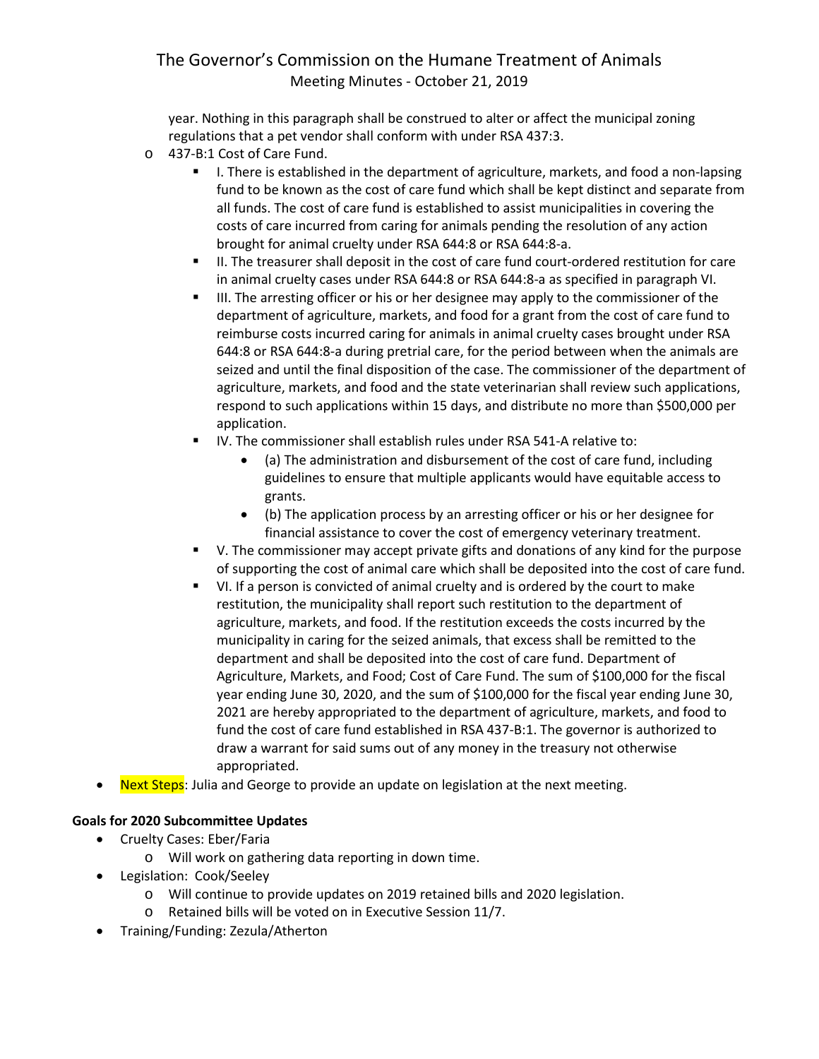year. Nothing in this paragraph shall be construed to alter or affect the municipal zoning regulations that a pet vendor shall conform with under RSA 437:3.

- 437-B:1 Cost of Care Fund.
  - I. There is established in the department of agriculture, markets, and food a non-lapsing fund to be known as the cost of care fund which shall be kept distinct and separate from all funds. The cost of care fund is established to assist municipalities in covering the costs of care incurred from caring for animals pending the resolution of any action brought for animal cruelty under RSA 644:8 or RSA 644:8-a.
  - II. The treasurer shall deposit in the cost of care fund court-ordered restitution for care in animal cruelty cases under RSA 644:8 or RSA 644:8-a as specified in paragraph VI.
  - III. The arresting officer or his or her designee may apply to the commissioner of the department of agriculture, markets, and food for a grant from the cost of care fund to reimburse costs incurred caring for animals in animal cruelty cases brought under RSA 644:8 or RSA 644:8-a during pretrial care, for the period between when the animals are seized and until the final disposition of the case. The commissioner of the department of agriculture, markets, and food and the state veterinarian shall review such applications, respond to such applications within 15 days, and distribute no more than $500,000 per application.
  - IV. The commissioner shall establish rules under RSA 541-A relative to:
    - (a) The administration and disbursement of the cost of care fund, including guidelines to ensure that multiple applicants would have equitable access to grants.
    - (b) The application process by an arresting officer or his or her designee for financial assistance to cover the cost of emergency veterinary treatment.
  - V. The commissioner may accept private gifts and donations of any kind for the purpose of supporting the cost of animal care which shall be deposited into the cost of care fund.
  - VI. If a person is convicted of animal cruelty and is ordered by the court to make restitution, the municipality shall report such restitution to the department of agriculture, markets, and food. If the restitution exceeds the costs incurred by the municipality in caring for the seized animals, that excess shall be remitted to the department and shall be deposited into the cost of care fund. Department of Agriculture, Markets, and Food; Cost of Care Fund. The sum of $100,000 for the fiscal year ending June 30, 2020, and the sum of $100,000 for the fiscal year ending June 30, 2021 are hereby appropriated to the department of agriculture, markets, and food to fund the cost of care fund established in RSA 437-B:1. The governor is authorized to draw a warrant for said sums out of any money in the treasury not otherwise appropriated.

- Next Steps: Julia and George to provide an update on legislation at the next meeting.

**Goals for 2020 Subcommittee Updates**

- Cruelty Cases: Eber/Faria
  - Will work on gathering data reporting in down time.
- Legislation: Cook/Seeley
  - Will continue to provide updates on 2019 retained bills and 2020 legislation.
  - Retained bills will be voted on in Executive Session 11/7.
- Training/Funding: Zezula/Atherton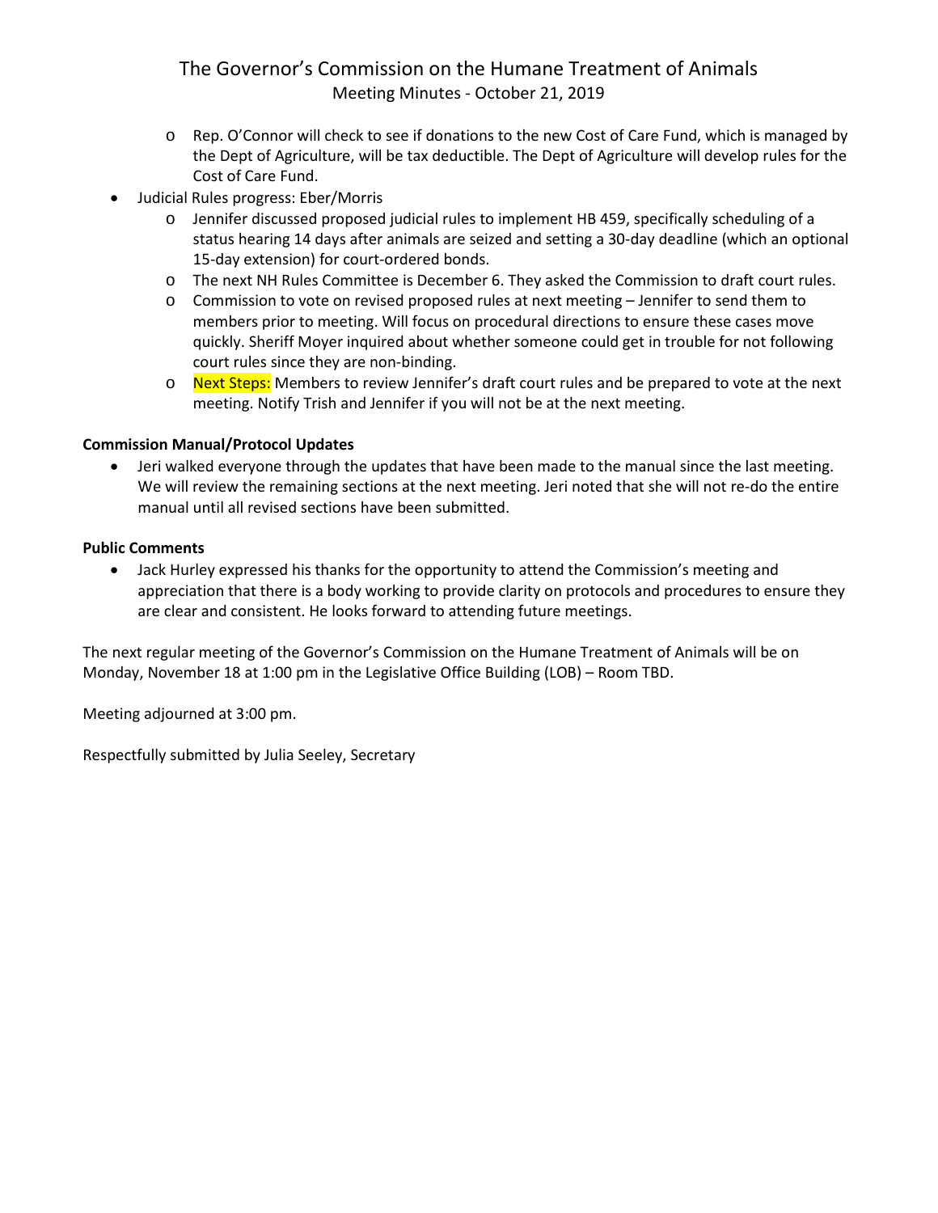- Rep. O'Connor will check to see if donations to the new Cost of Care Fund, which is managed by the Dept of Agriculture, will be tax deductible. The Dept of Agriculture will develop rules for the Cost of Care Fund.

- Judicial Rules progress: Eber/Morris
  - Jennifer discussed proposed judicial rules to implement HB 459, specifically scheduling of a status hearing 14 days after animals are seized and setting a 30-day deadline (which an optional 15-day extension) for court-ordered bonds.
  - The next NH Rules Committee is December 6. They asked the Commission to draft court rules.
  - Commission to vote on revised proposed rules at next meeting – Jennifer to send them to members prior to meeting. Will focus on procedural directions to ensure these cases move quickly. Sheriff Moyer inquired about whether someone could get in trouble for not following court rules since they are non-binding.
  - Next Steps: Members to review Jennifer's draft court rules and be prepared to vote at the next meeting. Notify Trish and Jennifer if you will not be at the next meeting.

**Commission Manual/Protocol Updates**

- Jeri walked everyone through the updates that have been made to the manual since the last meeting. We will review the remaining sections at the next meeting. Jeri noted that she will not re-do the entire manual until all revised sections have been submitted.

**Public Comments**

- Jack Hurley expressed his thanks for the opportunity to attend the Commission's meeting and appreciation that there is a body working to provide clarity on protocols and procedures to ensure they are clear and consistent. He looks forward to attending future meetings.

The next regular meeting of the Governor's Commission on the Humane Treatment of Animals will be on Monday, November 18 at 1:00 pm in the Legislative Office Building (LOB) – Room TBD.

Meeting adjourned at 3:00 pm.

Respectfully submitted by Julia Seeley, Secretary